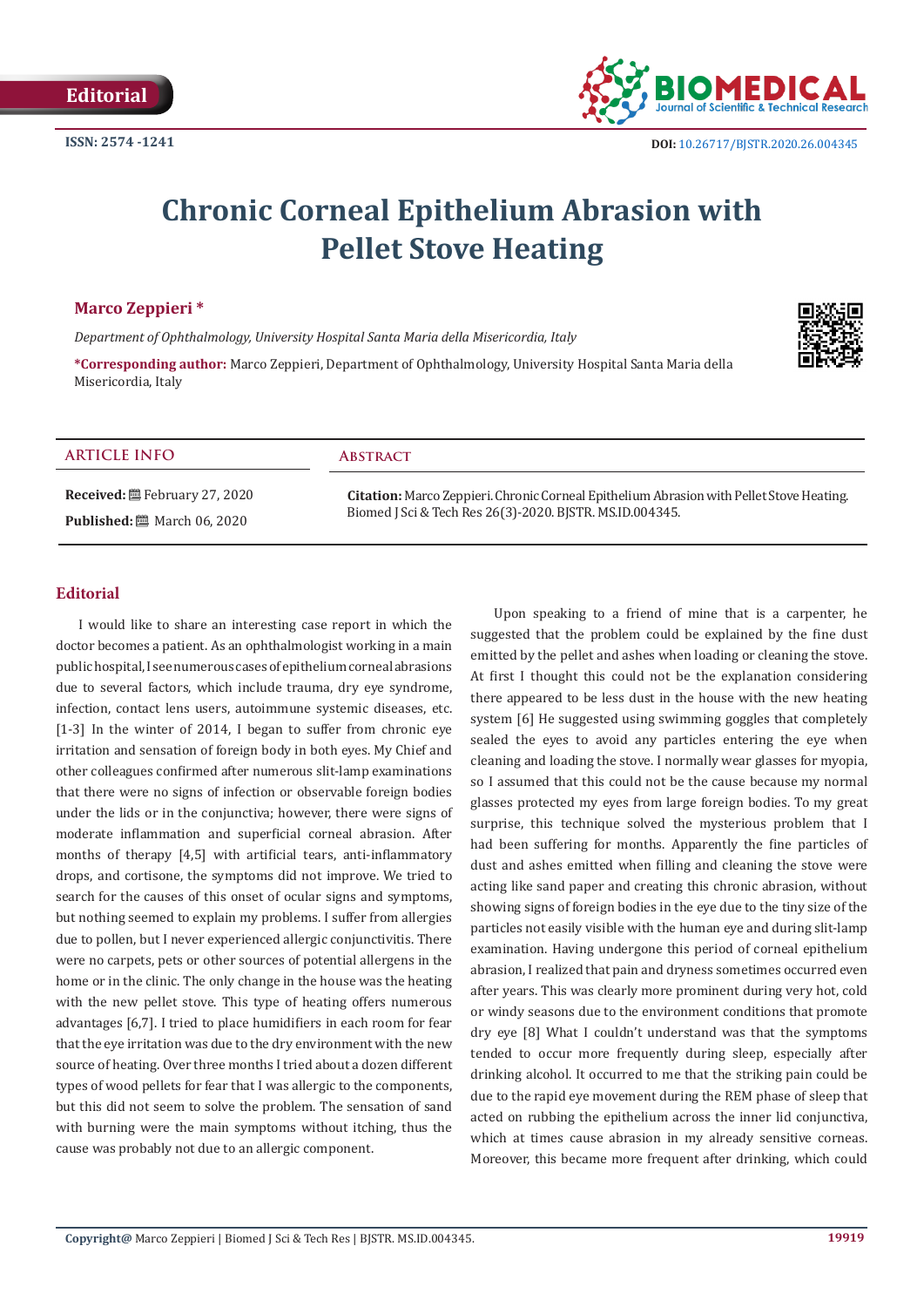Editorial

ISSN: 2574 -1241

DOI: 10.26717/BJSTR.2020.26.004345

# Chronic Corneal Epithelium Abrasion with Pellet Stove Heating

**Marco Zeppieri ***

*Department of Ophthalmology, University Hospital Santa Maria della Misericordia, Italy*

***Corresponding author:** Marco Zeppieri, Department of Ophthalmology, University Hospital Santa Maria della Misericordia, Italy

## ARTICLE INFO

**Received:** February 27, 2020

**Published:** March 06, 2020

## Abstract

**Citation:** Marco Zeppieri. Chronic Corneal Epithelium Abrasion with Pellet Stove Heating. Biomed J Sci & Tech Res 26(3)-2020. BJSTR. MS.ID.004345.

## Editorial

I would like to share an interesting case report in which the doctor becomes a patient. As an ophthalmologist working in a main public hospital, I see numerous cases of epithelium corneal abrasions due to several factors, which include trauma, dry eye syndrome, infection, contact lens users, autoimmune systemic diseases, etc. [1-3] In the winter of 2014, I began to suffer from chronic eye irritation and sensation of foreign body in both eyes. My Chief and other colleagues confirmed after numerous slit-lamp examinations that there were no signs of infection or observable foreign bodies under the lids or in the conjunctiva; however, there were signs of moderate inflammation and superficial corneal abrasion. After months of therapy [4,5] with artificial tears, anti-inflammatory drops, and cortisone, the symptoms did not improve. We tried to search for the causes of this onset of ocular signs and symptoms, but nothing seemed to explain my problems. I suffer from allergies due to pollen, but I never experienced allergic conjunctivitis. There were no carpets, pets or other sources of potential allergens in the home or in the clinic. The only change in the house was the heating with the new pellet stove. This type of heating offers numerous advantages [6,7]. I tried to place humidifiers in each room for fear that the eye irritation was due to the dry environment with the new source of heating. Over three months I tried about a dozen different types of wood pellets for fear that I was allergic to the components, but this did not seem to solve the problem. The sensation of sand with burning were the main symptoms without itching, thus the cause was probably not due to an allergic component.

Upon speaking to a friend of mine that is a carpenter, he suggested that the problem could be explained by the fine dust emitted by the pellet and ashes when loading or cleaning the stove. At first I thought this could not be the explanation considering there appeared to be less dust in the house with the new heating system [6] He suggested using swimming goggles that completely sealed the eyes to avoid any particles entering the eye when cleaning and loading the stove. I normally wear glasses for myopia, so I assumed that this could not be the cause because my normal glasses protected my eyes from large foreign bodies. To my great surprise, this technique solved the mysterious problem that I had been suffering for months. Apparently the fine particles of dust and ashes emitted when filling and cleaning the stove were acting like sand paper and creating this chronic abrasion, without showing signs of foreign bodies in the eye due to the tiny size of the particles not easily visible with the human eye and during slit-lamp examination. Having undergone this period of corneal epithelium abrasion, I realized that pain and dryness sometimes occurred even after years. This was clearly more prominent during very hot, cold or windy seasons due to the environment conditions that promote dry eye [8] What I couldn't understand was that the symptoms tended to occur more frequently during sleep, especially after drinking alcohol. It occurred to me that the striking pain could be due to the rapid eye movement during the REM phase of sleep that acted on rubbing the epithelium across the inner lid conjunctiva, which at times cause abrasion in my already sensitive corneas. Moreover, this became more frequent after drinking, which could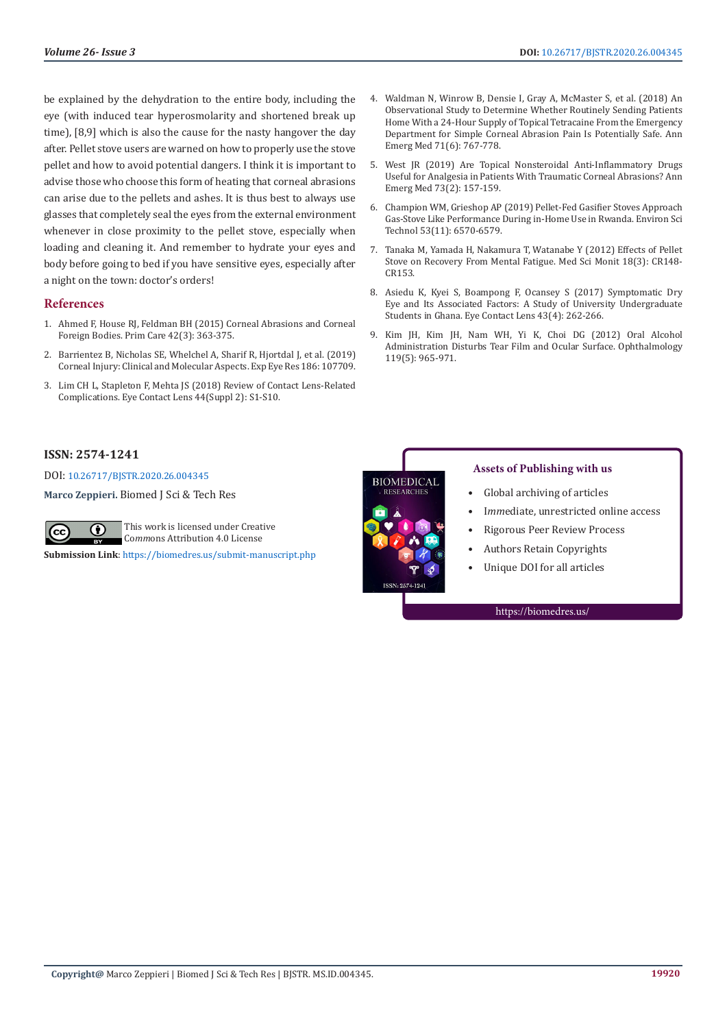be explained by the dehydration to the entire body, including the eye (with induced tear hyperosmolarity and shortened break up time), [8,9] which is also the cause for the nasty hangover the day after. Pellet stove users are warned on how to properly use the stove pellet and how to avoid potential dangers. I think it is important to advise those who choose this form of heating that corneal abrasions can arise due to the pellets and ashes. It is thus best to always use glasses that completely seal the eyes from the external environment whenever in close proximity to the pellet stove, especially when loading and cleaning it. And remember to hydrate your eyes and body before going to bed if you have sensitive eyes, especially after a night on the town: doctor's orders!

## References

1. Ahmed F, House RJ, Feldman BH (2015) Corneal Abrasions and Corneal Foreign Bodies. Prim Care 42(3): 363-375.
2. Barrientez B, Nicholas SE, Whelchel A, Sharif R, Hjortdal J, et al. (2019) Corneal Injury: Clinical and Molecular Aspects. Exp Eye Res 186: 107709.
3. Lim CH L, Stapleton F, Mehta JS (2018) Review of Contact Lens-Related Complications. Eye Contact Lens 44(Suppl 2): S1-S10.
4. Waldman N, Winrow B, Densie I, Gray A, McMaster S, et al. (2018) An Observational Study to Determine Whether Routinely Sending Patients Home With a 24-Hour Supply of Topical Tetracaine From the Emergency Department for Simple Corneal Abrasion Pain Is Potentially Safe. Ann Emerg Med 71(6): 767-778.
5. West JR (2019) Are Topical Nonsteroidal Anti-Inflammatory Drugs Useful for Analgesia in Patients With Traumatic Corneal Abrasions? Ann Emerg Med 73(2): 157-159.
6. Champion WM, Grieshop AP (2019) Pellet-Fed Gasifier Stoves Approach Gas-Stove Like Performance During in-Home Use in Rwanda. Environ Sci Technol 53(11): 6570-6579.
7. Tanaka M, Yamada H, Nakamura T, Watanabe Y (2012) Effects of Pellet Stove on Recovery From Mental Fatigue. Med Sci Monit 18(3): CR148-CR153.
8. Asiedu K, Kyei S, Boampong F, Ocansey S (2017) Symptomatic Dry Eye and Its Associated Factors: A Study of University Undergraduate Students in Ghana. Eye Contact Lens 43(4): 262-266.
9. Kim JH, Kim JH, Nam WH, Yi K, Choi DG (2012) Oral Alcohol Administration Disturbs Tear Film and Ocular Surface. Ophthalmology 119(5): 965-971.

**ISSN: 2574-1241**

DOI: 10.26717/BJSTR.2020.26.004345

**Marco Zeppieri**. Biomed J Sci & Tech Res

This work is licensed under Creative Commons Attribution 4.0 License

**Submission Link**: https://biomedres.us/submit-manuscript.php

**Assets of Publishing with us**

- Global archiving of articles
- Immediate, unrestricted online access
- Rigorous Peer Review Process
- Authors Retain Copyrights
- Unique DOI for all articles

https://biomedres.us/